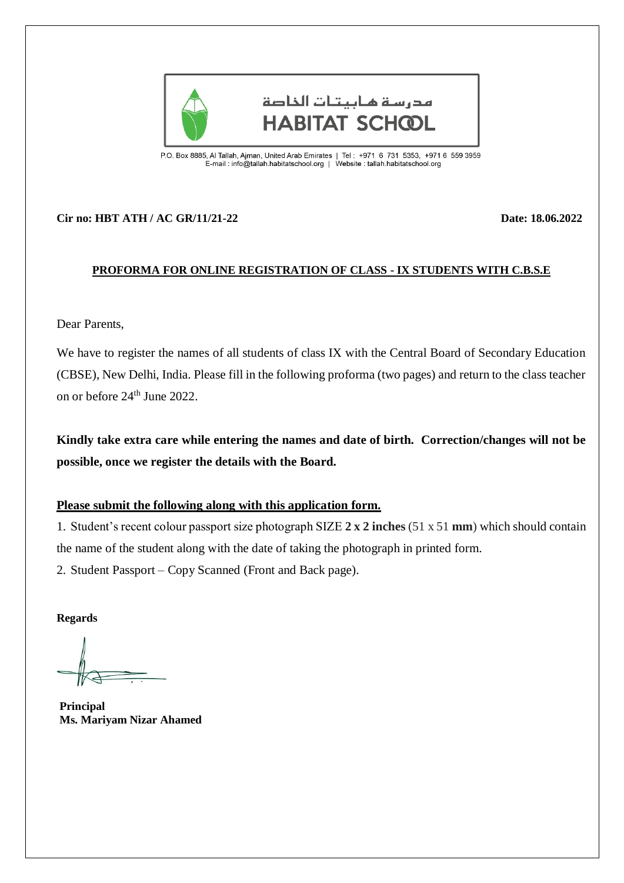مدرسة هابيتات الخاصة

**HABITAT SCHOOL**

P.O. Box 8885, Al Tallah, Ajman, United Arab Emirates | Tel : +971 6 731 5353, +971 6 559 3959
E-mail : info@tallah.habitatschool.org | Website : tallah.habitatschool.org

**Cir no: HBT ATH / AC GR/11/21-22** **Date: 18.06.2022**

**PROFORMA FOR ONLINE REGISTRATION OF CLASS - IX STUDENTS WITH C.B.S.E**

Dear Parents,

We have to register the names of all students of class IX with the Central Board of Secondary Education (CBSE), New Delhi, India. Please fill in the following proforma (two pages) and return to the class teacher on or before 24th June 2022.

**Kindly take extra care while entering the names and date of birth. Correction/changes will not be possible, once we register the details with the Board.**

**Please submit the following along with this application form.**

1. Student's recent colour passport size photograph SIZE **2 x 2 inches** (51 x 51 **mm**) which should contain the name of the student along with the date of taking the photograph in printed form.
2. Student Passport – Copy Scanned (Front and Back page).

**Regards**

**Principal**
**Ms. Mariyam Nizar Ahamed**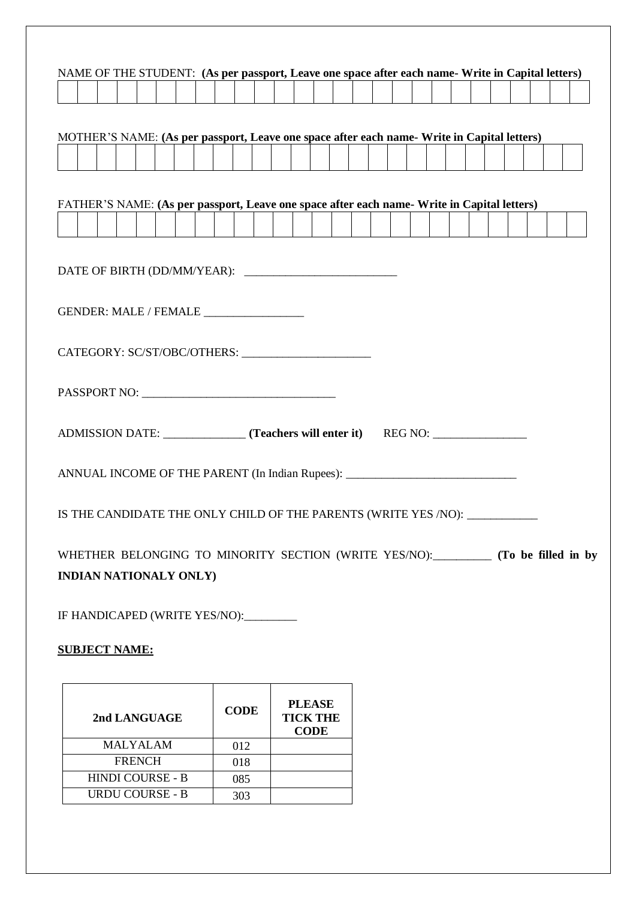NAME OF THE STUDENT: **(As per passport, Leave one space after each name- Write in Capital letters)**

| | | | | | | | | | | | | | | | | | | | | | | | | | | |
|---|---|---|---|---|---|---|---|---|---|---|---|---|---|---|---|---|---|---|---|---|---|---|---|---|---|---|

MOTHER'S NAME: **(As per passport, Leave one space after each name- Write in Capital letters)**

| | | | | | | | | | | | | | | | | | | | | | | | | | | |
|---|---|---|---|---|---|---|---|---|---|---|---|---|---|---|---|---|---|---|---|---|---|---|---|---|---|---|

FATHER'S NAME: **(As per passport, Leave one space after each name- Write in Capital letters)**

| | | | | | | | | | | | | | | | | | | | | | | | | | | |
|---|---|---|---|---|---|---|---|---|---|---|---|---|---|---|---|---|---|---|---|---|---|---|---|---|---|---|

DATE OF BIRTH (DD/MM/YEAR): ___________________________

GENDER: MALE / FEMALE _________________

CATEGORY: SC/ST/OBC/OTHERS: ______________________

PASSPORT NO: _________________________________

ADMISSION DATE: ______________ **(Teachers will enter it)** REG NO: ________________

ANNUAL INCOME OF THE PARENT (In Indian Rupees): _____________________________

IS THE CANDIDATE THE ONLY CHILD OF THE PARENTS (WRITE YES /NO): ____________

WHETHER BELONGING TO MINORITY SECTION (WRITE YES/NO):__________ **(To be filled in by INDIAN NATIONALY ONLY)**

IF HANDICAPED (WRITE YES/NO):_________

**SUBJECT NAME:**

| 2nd LANGUAGE | CODE | PLEASE TICK THE CODE |
|---|---|---|
| MALYALAM | 012 | |
| FRENCH | 018 | |
| HINDI COURSE - B | 085 | |
| URDU COURSE - B | 303 | |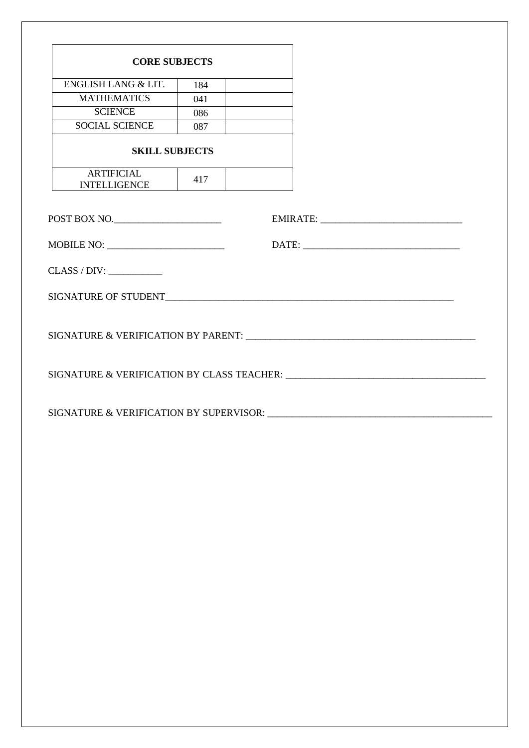| | | |
|---|---|---|
| **CORE SUBJECTS** | | |
| ENGLISH LANG & LIT. | 184 | |
| MATHEMATICS | 041 | |
| SCIENCE | 086 | |
| SOCIAL SCIENCE | 087 | |
| **SKILL SUBJECTS** | | |
| ARTIFICIAL INTELLIGENCE | 417 | |

POST BOX NO.______________________ EMIRATE: _____________________________

MOBILE NO: ________________________ DATE: ________________________________

CLASS / DIV: ___________

SIGNATURE OF STUDENT___________________________________________________________

SIGNATURE & VERIFICATION BY PARENT: _______________________________________________

SIGNATURE & VERIFICATION BY CLASS TEACHER: __________________________________________

SIGNATURE & VERIFICATION BY SUPERVISOR: ______________________________________________